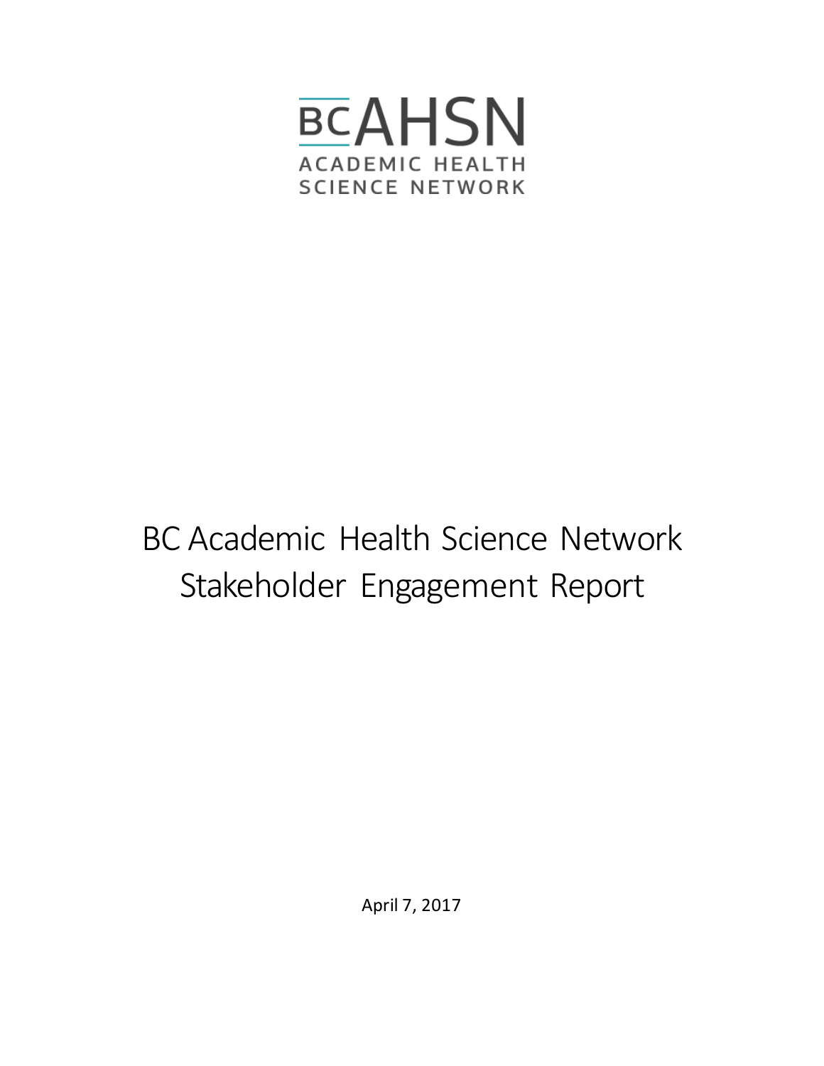BCAHSN
ACADEMIC HEALTH
SCIENCE NETWORK

# BC Academic Health Science Network Stakeholder Engagement Report

April 7, 2017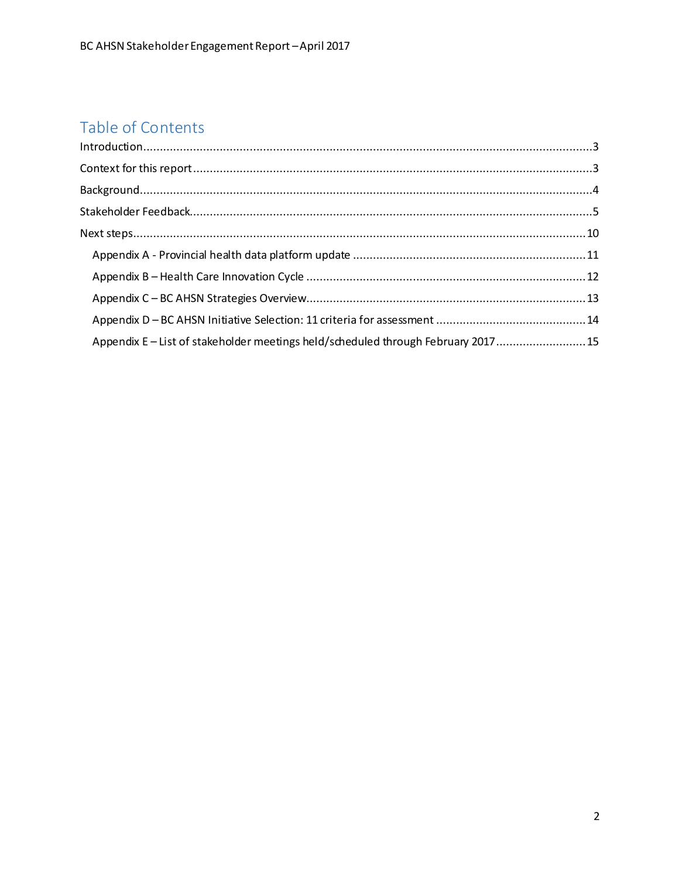## Table of Contents

Introduction........................................................................................................................................3

Context for this report........................................................................................................................3

Background........................................................................................................................................4

Stakeholder Feedback........................................................................................................................5

Next steps........................................................................................................................................10

- Appendix A - Provincial health data platform update ......................................................................11
- Appendix B – Health Care Innovation Cycle ....................................................................................12
- Appendix C – BC AHSN Strategies Overview....................................................................................13
- Appendix D – BC AHSN Initiative Selection: 11 criteria for assessment .............................................14
- Appendix E – List of stakeholder meetings held/scheduled through February 2017...........................15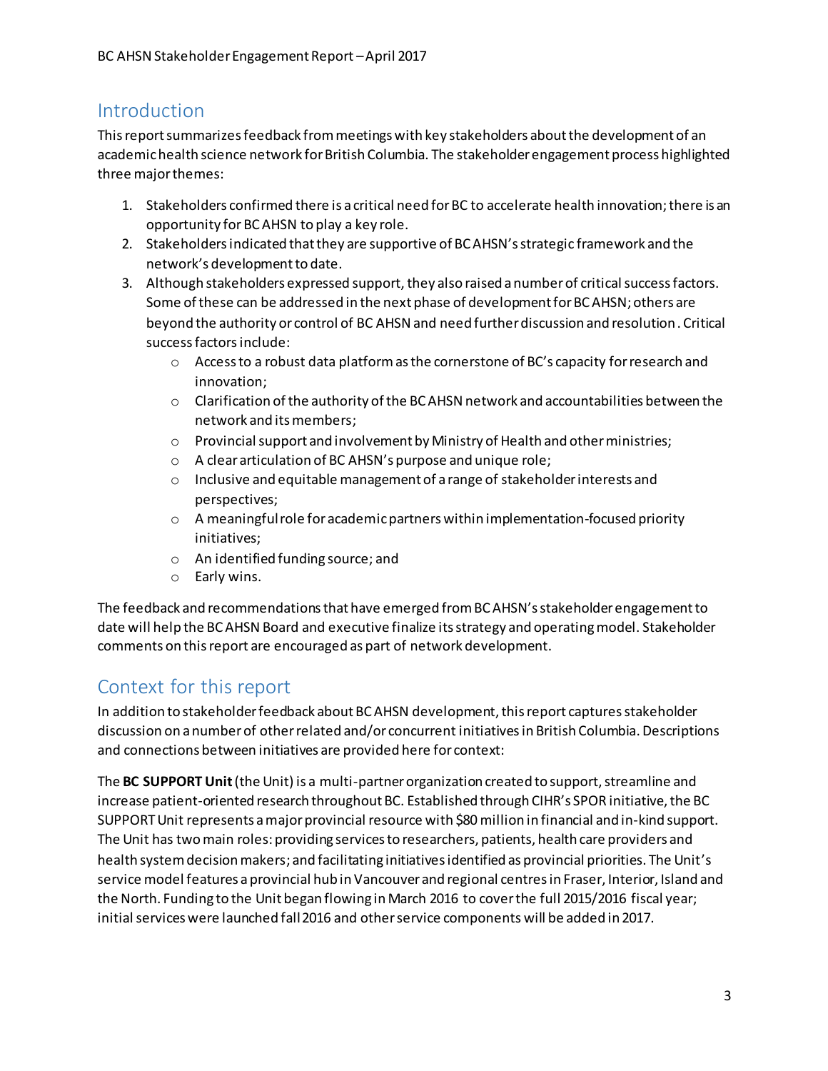## Introduction

This report summarizes feedback from meetings with key stakeholders about the development of an academic health science network for British Columbia. The stakeholder engagement process highlighted three major themes:

1. Stakeholders confirmed there is a critical need for BC to accelerate health innovation; there is an opportunity for BC AHSN to play a key role.
2. Stakeholders indicated that they are supportive of BC AHSN's strategic framework and the network's development to date.
3. Although stakeholders expressed support, they also raised a number of critical success factors. Some of these can be addressed in the next phase of development for BC AHSN; others are beyond the authority or control of BC AHSN and need further discussion and resolution. Critical success factors include:
   - Access to a robust data platform as the cornerstone of BC's capacity for research and innovation;
   - Clarification of the authority of the BC AHSN network and accountabilities between the network and its members;
   - Provincial support and involvement by Ministry of Health and other ministries;
   - A clear articulation of BC AHSN's purpose and unique role;
   - Inclusive and equitable management of a range of stakeholder interests and perspectives;
   - A meaningful role for academic partners within implementation-focused priority initiatives;
   - An identified funding source; and
   - Early wins.

The feedback and recommendations that have emerged from BC AHSN's stakeholder engagement to date will help the BC AHSN Board and executive finalize its strategy and operating model. Stakeholder comments on this report are encouraged as part of network development.

## Context for this report

In addition to stakeholder feedback about BC AHSN development, this report captures stakeholder discussion on a number of other related and/or concurrent initiatives in British Columbia. Descriptions and connections between initiatives are provided here for context:

The **BC SUPPORT Unit** (the Unit) is a multi-partner organization created to support, streamline and increase patient-oriented research throughout BC. Established through CIHR's SPOR initiative, the BC SUPPORT Unit represents a major provincial resource with $80 million in financial and in-kind support. The Unit has two main roles: providing services to researchers, patients, health care providers and health system decision makers; and facilitating initiatives identified as provincial priorities. The Unit's service model features a provincial hub in Vancouver and regional centres in Fraser, Interior, Island and the North. Funding to the Unit began flowing in March 2016 to cover the full 2015/2016 fiscal year; initial services were launched fall 2016 and other service components will be added in 2017.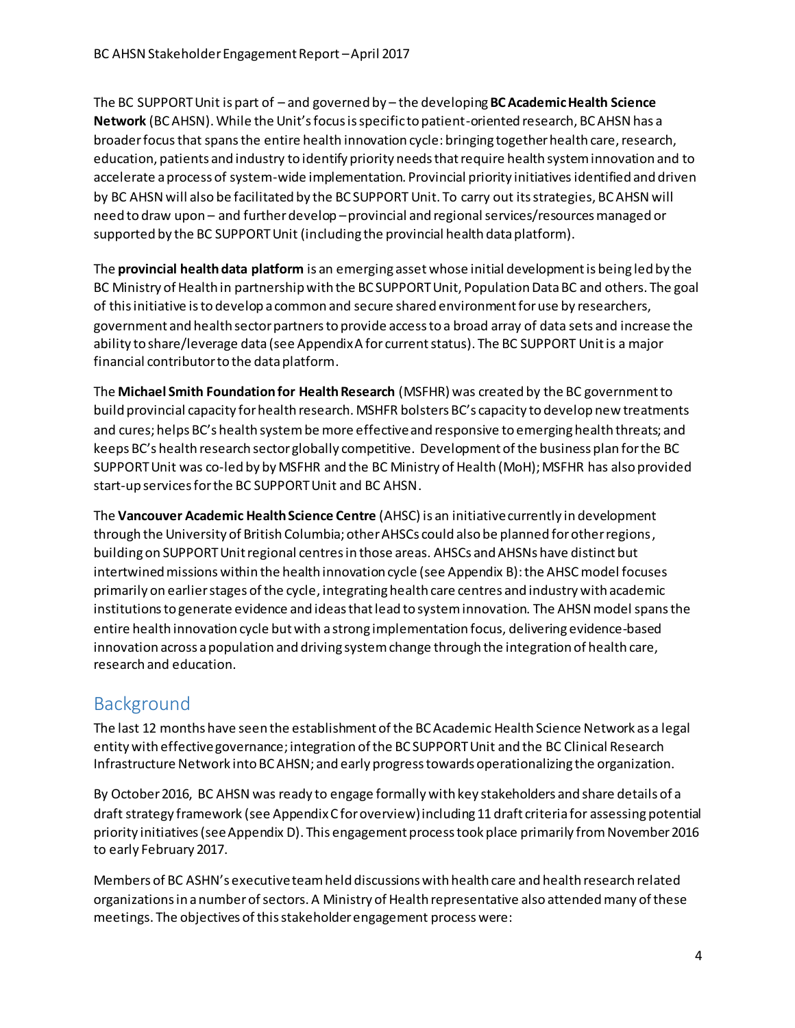The BC SUPPORT Unit is part of – and governed by – the developing **BC Academic Health Science Network** (BC AHSN). While the Unit's focus is specific to patient-oriented research, BC AHSN has a broader focus that spans the entire health innovation cycle: bringing together health care, research, education, patients and industry to identify priority needs that require health system innovation and to accelerate a process of system-wide implementation. Provincial priority initiatives identified and driven by BC AHSN will also be facilitated by the BC SUPPORT Unit. To carry out its strategies, BC AHSN will need to draw upon – and further develop – provincial and regional services/resources managed or supported by the BC SUPPORT Unit (including the provincial health data platform).

The **provincial health data platform** is an emerging asset whose initial development is being led by the BC Ministry of Health in partnership with the BC SUPPORT Unit, Population Data BC and others. The goal of this initiative is to develop a common and secure shared environment for use by researchers, government and health sector partners to provide access to a broad array of data sets and increase the ability to share/leverage data (see Appendix A for current status). The BC SUPPORT Unit is a major financial contributor to the data platform.

The **Michael Smith Foundation for Health Research** (MSFHR) was created by the BC government to build provincial capacity for health research. MSHFR bolsters BC's capacity to develop new treatments and cures; helps BC's health system be more effective and responsive to emerging health threats; and keeps BC's health research sector globally competitive. Development of the business plan for the BC SUPPORT Unit was co-led by by MSFHR and the BC Ministry of Health (MoH); MSFHR has also provided start-up services for the BC SUPPORT Unit and BC AHSN.

The **Vancouver Academic Health Science Centre** (AHSC) is an initiative currently in development through the University of British Columbia; other AHSCs could also be planned for other regions, building on SUPPORT Unit regional centres in those areas. AHSCs and AHSNs have distinct but intertwined missions within the health innovation cycle (see Appendix B): the AHSC model focuses primarily on earlier stages of the cycle, integrating health care centres and industry with academic institutions to generate evidence and ideas that lead to system innovation. The AHSN model spans the entire health innovation cycle but with a strong implementation focus, delivering evidence-based innovation across a population and driving system change through the integration of health care, research and education.

## Background

The last 12 months have seen the establishment of the BC Academic Health Science Network as a legal entity with effective governance; integration of the BC SUPPORT Unit and the BC Clinical Research Infrastructure Network into BC AHSN; and early progress towards operationalizing the organization.

By October 2016, BC AHSN was ready to engage formally with key stakeholders and share details of a draft strategy framework (see Appendix C for overview) including 11 draft criteria for assessing potential priority initiatives (see Appendix D). This engagement process took place primarily from November 2016 to early February 2017.

Members of BC ASHN's executive team held discussions with health care and health research related organizations in a number of sectors. A Ministry of Health representative also attended many of these meetings. The objectives of this stakeholder engagement process were: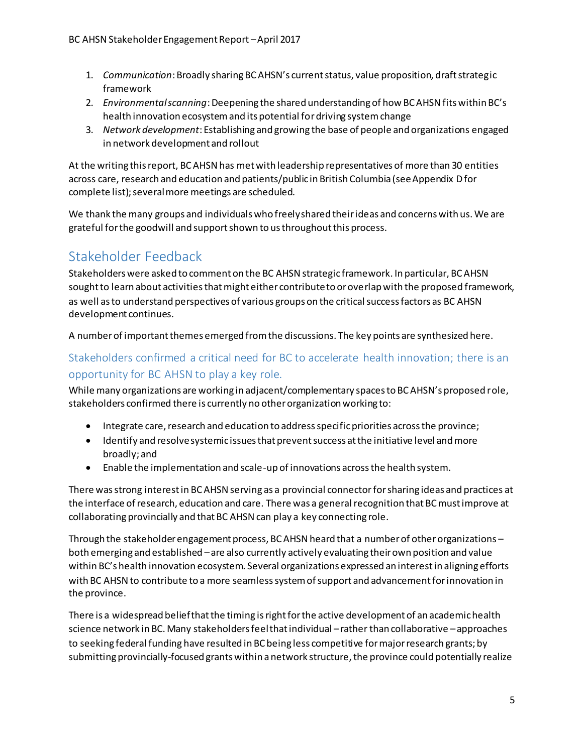1. *Communication*: Broadly sharing BC AHSN's current status, value proposition, draft strategic framework
2. *Environmental scanning*: Deepening the shared understanding of how BC AHSN fits within BC's health innovation ecosystem and its potential for driving system change
3. *Network development*: Establishing and growing the base of people and organizations engaged in network development and rollout

At the writing this report, BC AHSN has met with leadership representatives of more than 30 entities across care, research and education and patients/public in British Columbia (see Appendix D for complete list); several more meetings are scheduled.

We thank the many groups and individuals who freely shared their ideas and concerns with us. We are grateful for the goodwill and support shown to us throughout this process.

## Stakeholder Feedback

Stakeholders were asked to comment on the BC AHSN strategic framework. In particular, BC AHSN sought to learn about activities that might either contribute to or overlap with the proposed framework, as well as to understand perspectives of various groups on the critical success factors as BC AHSN development continues.

A number of important themes emerged from the discussions. The key points are synthesized here.

### Stakeholders confirmed a critical need for BC to accelerate health innovation; there is an opportunity for BC AHSN to play a key role.

While many organizations are working in adjacent/complementary spaces to BC AHSN's proposed role, stakeholders confirmed there is currently no other organization working to:

- Integrate care, research and education to address specific priorities across the province;
- Identify and resolve systemic issues that prevent success at the initiative level and more broadly; and
- Enable the implementation and scale-up of innovations across the health system.

There was strong interest in BC AHSN serving as a provincial connector for sharing ideas and practices at the interface of research, education and care. There was a general recognition that BC must improve at collaborating provincially and that BC AHSN can play a key connecting role.

Through the stakeholder engagement process, BC AHSN heard that a number of other organizations – both emerging and established – are also currently actively evaluating their own position and value within BC's health innovation ecosystem. Several organizations expressed an interest in aligning efforts with BC AHSN to contribute to a more seamless system of support and advancement for innovation in the province.

There is a widespread belief that the timing is right for the active development of an academic health science network in BC. Many stakeholders feel that individual – rather than collaborative – approaches to seeking federal funding have resulted in BC being less competitive for major research grants; by submitting provincially-focused grants within a network structure, the province could potentially realize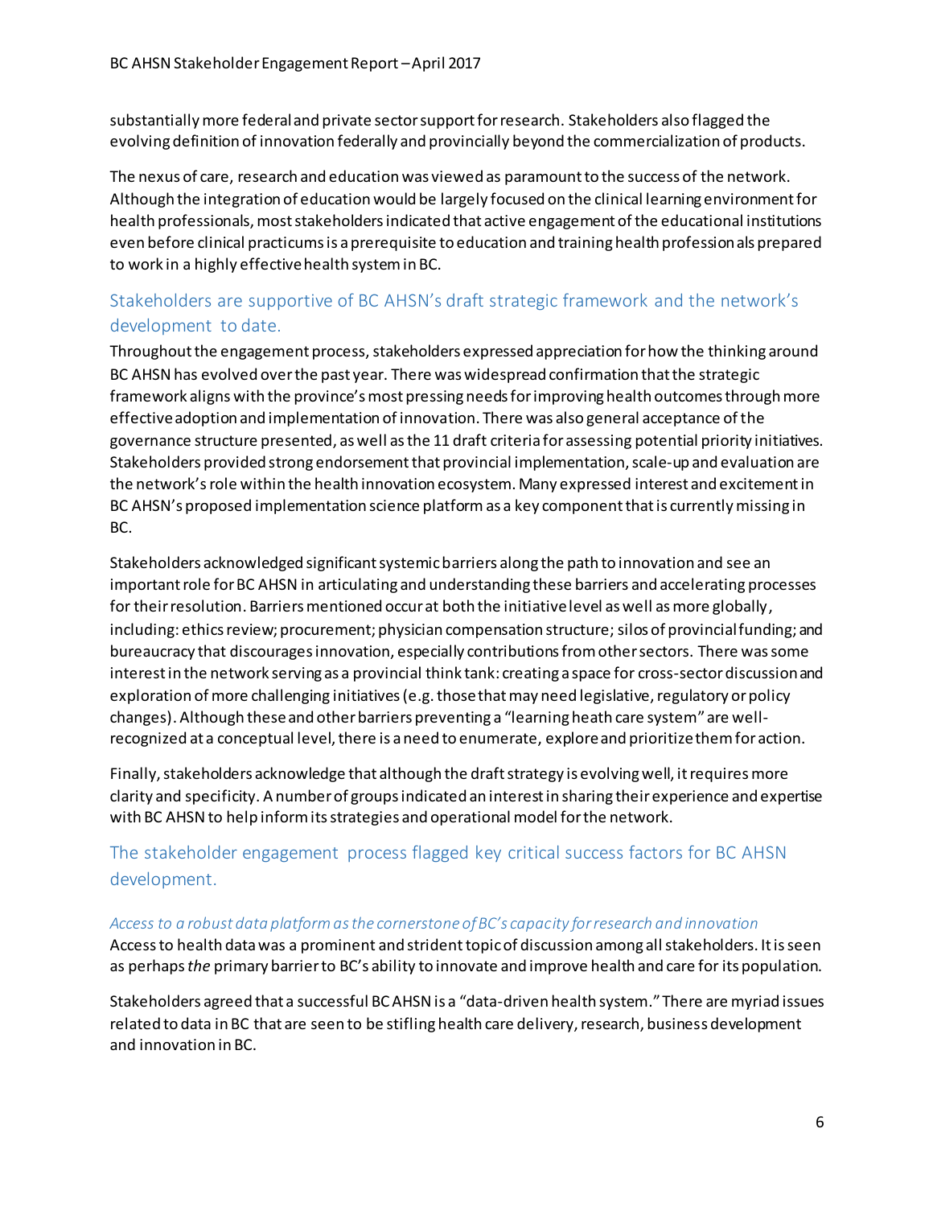substantially more federal and private sector support for research. Stakeholders also flagged the evolving definition of innovation federally and provincially beyond the commercialization of products.

The nexus of care, research and education was viewed as paramount to the success of the network. Although the integration of education would be largely focused on the clinical learning environment for health professionals, most stakeholders indicated that active engagement of the educational institutions even before clinical practicums is a prerequisite to education and training health professionals prepared to work in a highly effective health system in BC.

## Stakeholders are supportive of BC AHSN's draft strategic framework and the network's development to date.

Throughout the engagement process, stakeholders expressed appreciation for how the thinking around BC AHSN has evolved over the past year. There was widespread confirmation that the strategic framework aligns with the province's most pressing needs for improving health outcomes through more effective adoption and implementation of innovation. There was also general acceptance of the governance structure presented, as well as the 11 draft criteria for assessing potential priority initiatives. Stakeholders provided strong endorsement that provincial implementation, scale-up and evaluation are the network's role within the health innovation ecosystem. Many expressed interest and excitement in BC AHSN's proposed implementation science platform as a key component that is currently missing in BC.

Stakeholders acknowledged significant systemic barriers along the path to innovation and see an important role for BC AHSN in articulating and understanding these barriers and accelerating processes for their resolution. Barriers mentioned occur at both the initiative level as well as more globally, including: ethics review; procurement; physician compensation structure; silos of provincial funding; and bureaucracy that discourages innovation, especially contributions from other sectors. There was some interest in the network serving as a provincial think tank: creating a space for cross-sector discussion and exploration of more challenging initiatives (e.g. those that may need legislative, regulatory or policy changes). Although these and other barriers preventing a "learning heath care system" are well-recognized at a conceptual level, there is a need to enumerate, explore and prioritize them for action.

Finally, stakeholders acknowledge that although the draft strategy is evolving well, it requires more clarity and specificity. A number of groups indicated an interest in sharing their experience and expertise with BC AHSN to help inform its strategies and operational model for the network.

## The stakeholder engagement process flagged key critical success factors for BC AHSN development.

### *Access to a robust data platform as the cornerstone of BC's capacity for research and innovation*

Access to health data was a prominent and strident topic of discussion among all stakeholders. It is seen as perhaps *the* primary barrier to BC's ability to innovate and improve health and care for its population.

Stakeholders agreed that a successful BC AHSN is a "data-driven health system." There are myriad issues related to data in BC that are seen to be stifling health care delivery, research, business development and innovation in BC.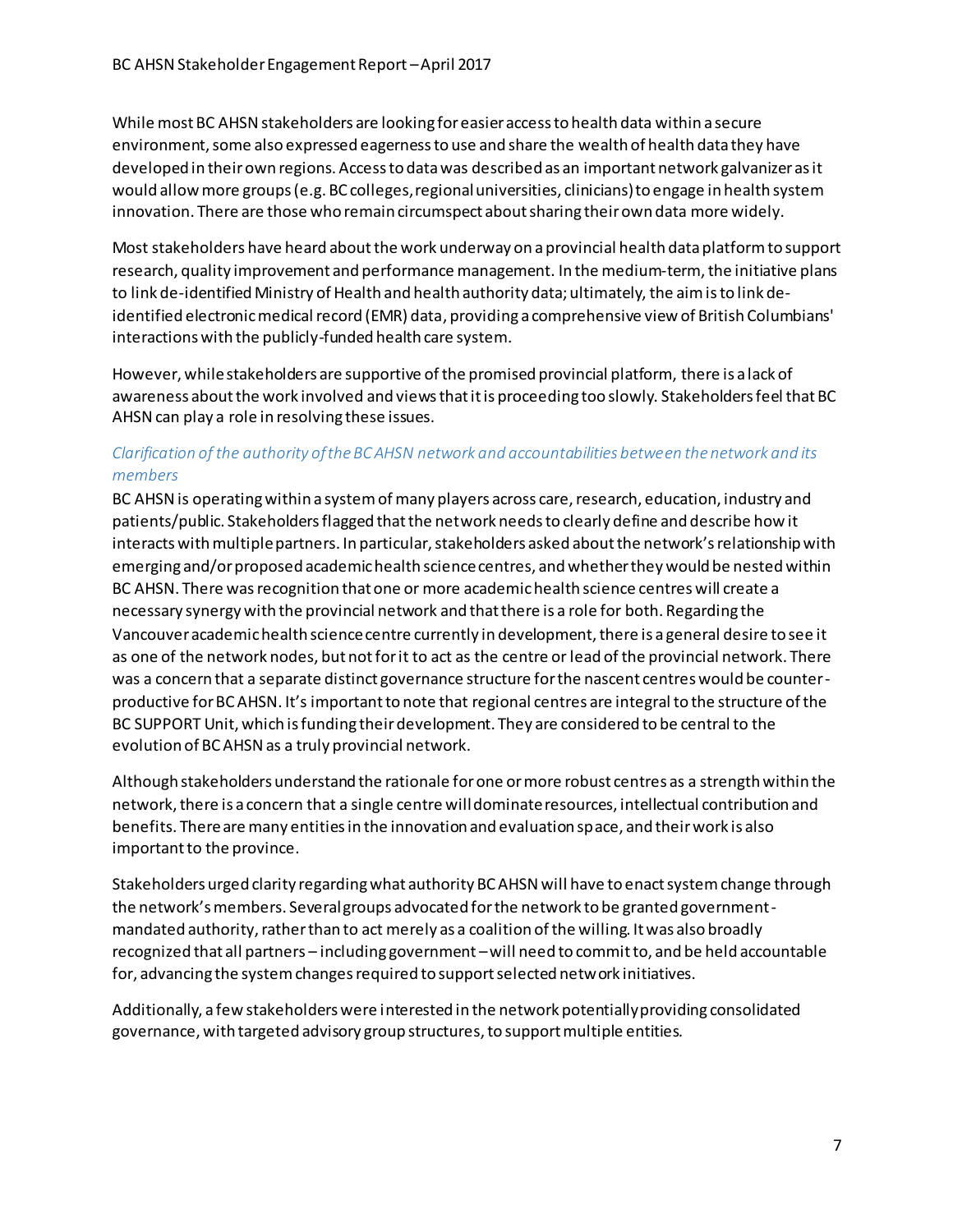While most BC AHSN stakeholders are looking for easier access to health data within a secure environment, some also expressed eagerness to use and share the wealth of health data they have developed in their own regions. Access to data was described as an important network galvanizer as it would allow more groups (e.g. BC colleges, regional universities, clinicians) to engage in health system innovation. There are those who remain circumspect about sharing their own data more widely.

Most stakeholders have heard about the work underway on a provincial health data platform to support research, quality improvement and performance management. In the medium-term, the initiative plans to link de-identified Ministry of Health and health authority data; ultimately, the aim is to link de-identified electronic medical record (EMR) data, providing a comprehensive view of British Columbians' interactions with the publicly-funded health care system.

However, while stakeholders are supportive of the promised provincial platform, there is a lack of awareness about the work involved and views that it is proceeding too slowly. Stakeholders feel that BC AHSN can play a role in resolving these issues.

*Clarification of the authority of the BC AHSN network and accountabilities between the network and its members*

BC AHSN is operating within a system of many players across care, research, education, industry and patients/public. Stakeholders flagged that the network needs to clearly define and describe how it interacts with multiple partners. In particular, stakeholders asked about the network's relationship with emerging and/or proposed academic health science centres, and whether they would be nested within BC AHSN. There was recognition that one or more academic health science centres will create a necessary synergy with the provincial network and that there is a role for both. Regarding the Vancouver academic health science centre currently in development, there is a general desire to see it as one of the network nodes, but not for it to act as the centre or lead of the provincial network. There was a concern that a separate distinct governance structure for the nascent centres would be counter-productive for BC AHSN. It's important to note that regional centres are integral to the structure of the BC SUPPORT Unit, which is funding their development. They are considered to be central to the evolution of BC AHSN as a truly provincial network.

Although stakeholders understand the rationale for one or more robust centres as a strength within the network, there is a concern that a single centre will dominate resources, intellectual contribution and benefits. There are many entities in the innovation and evaluation space, and their work is also important to the province.

Stakeholders urged clarity regarding what authority BC AHSN will have to enact system change through the network's members. Several groups advocated for the network to be granted government-mandated authority, rather than to act merely as a coalition of the willing. It was also broadly recognized that all partners – including government – will need to commit to, and be held accountable for, advancing the system changes required to support selected network initiatives.

Additionally, a few stakeholders were interested in the network potentially providing consolidated governance, with targeted advisory group structures, to support multiple entities.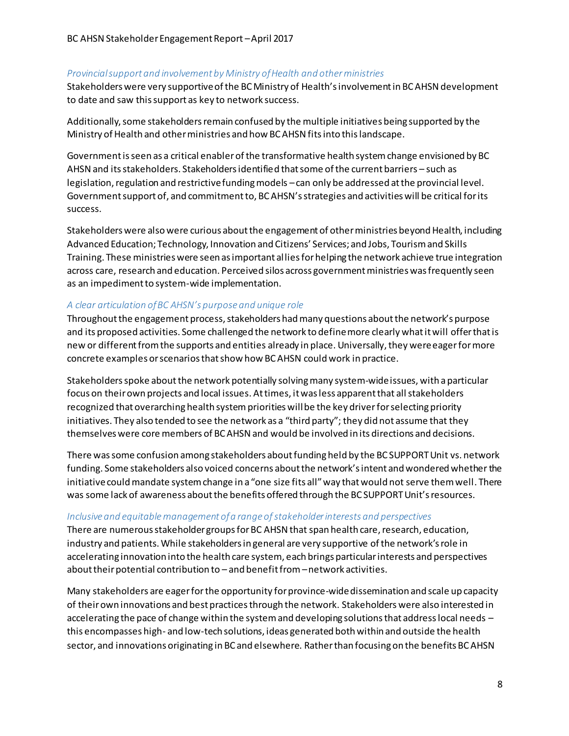*Provincial support and involvement by Ministry of Health and other ministries*

Stakeholders were very supportive of the BC Ministry of Health's involvement in BC AHSN development to date and saw this support as key to network success.

Additionally, some stakeholders remain confused by the multiple initiatives being supported by the Ministry of Health and other ministries and how BC AHSN fits into this landscape.

Government is seen as a critical enabler of the transformative health system change envisioned by BC AHSN and its stakeholders. Stakeholders identified that some of the current barriers – such as legislation, regulation and restrictive funding models – can only be addressed at the provincial level. Government support of, and commitment to, BC AHSN's strategies and activities will be critical for its success.

Stakeholders were also were curious about the engagement of other ministries beyond Health, including Advanced Education; Technology, Innovation and Citizens' Services; and Jobs, Tourism and Skills Training. These ministries were seen as important allies for helping the network achieve true integration across care, research and education. Perceived silos across government ministries was frequently seen as an impediment to system-wide implementation.

*A clear articulation of BC AHSN's purpose and unique role*

Throughout the engagement process, stakeholders had many questions about the network's purpose and its proposed activities. Some challenged the network to define more clearly what it will offer that is new or different from the supports and entities already in place. Universally, they were eager for more concrete examples or scenarios that show how BC AHSN could work in practice.

Stakeholders spoke about the network potentially solving many system-wide issues, with a particular focus on their own projects and local issues. At times, it was less apparent that all stakeholders recognized that overarching health system priorities will be the key driver for selecting priority initiatives. They also tended to see the network as a "third party"; they did not assume that they themselves were core members of BC AHSN and would be involved in its directions and decisions.

There was some confusion among stakeholders about funding held by the BC SUPPORT Unit vs. network funding. Some stakeholders also voiced concerns about the network's intent and wondered whether the initiative could mandate system change in a "one size fits all" way that would not serve them well. There was some lack of awareness about the benefits offered through the BC SUPPORT Unit's resources.

*Inclusive and equitable management of a range of stakeholder interests and perspectives*

There are numerous stakeholder groups for BC AHSN that span health care, research, education, industry and patients. While stakeholders in general are very supportive of the network's role in accelerating innovation into the health care system, each brings particular interests and perspectives about their potential contribution to – and benefit from – network activities.

Many stakeholders are eager for the opportunity for province-wide dissemination and scale up capacity of their own innovations and best practices through the network. Stakeholders were also interested in accelerating the pace of change within the system and developing solutions that address local needs – this encompasses high- and low-tech solutions, ideas generated both within and outside the health sector, and innovations originating in BC and elsewhere. Rather than focusing on the benefits BC AHSN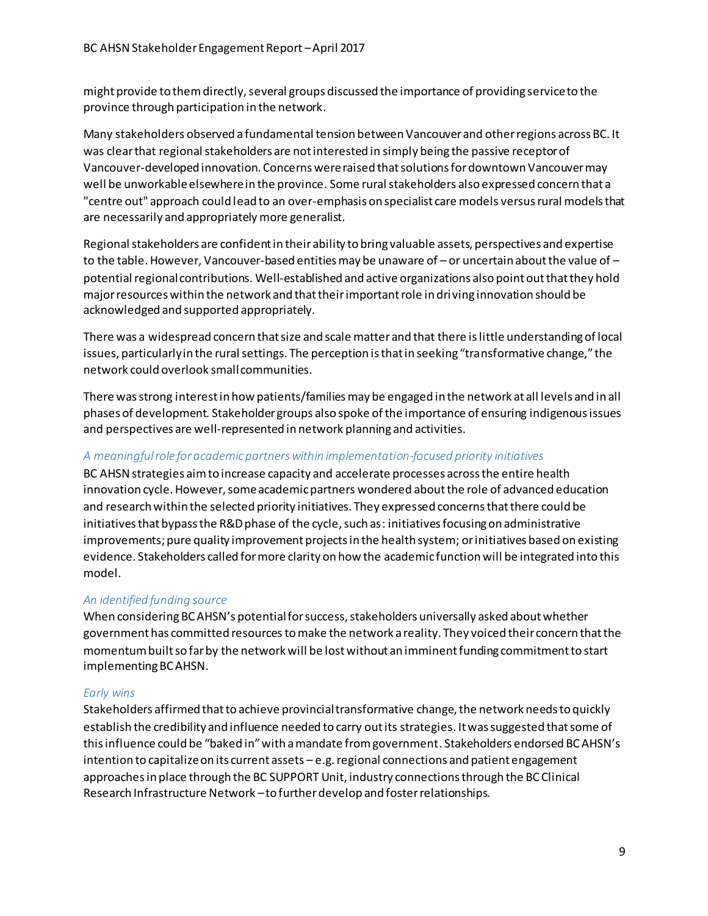might provide to them directly, several groups discussed the importance of providing service to the province through participation in the network.

Many stakeholders observed a fundamental tension between Vancouver and other regions across BC. It was clear that regional stakeholders are not interested in simply being the passive receptor of Vancouver-developed innovation. Concerns were raised that solutions for downtown Vancouver may well be unworkable elsewhere in the province. Some rural stakeholders also expressed concern that a "centre out" approach could lead to an over-emphasis on specialist care models versus rural models that are necessarily and appropriately more generalist.

Regional stakeholders are confident in their ability to bring valuable assets, perspectives and expertise to the table. However, Vancouver-based entities may be unaware of – or uncertain about the value of – potential regional contributions. Well-established and active organizations also point out that they hold major resources within the network and that their important role in driving innovation should be acknowledged and supported appropriately.

There was a widespread concern that size and scale matter and that there is little understanding of local issues, particularly in the rural settings. The perception is that in seeking "transformative change," the network could overlook small communities.

There was strong interest in how patients/families may be engaged in the network at all levels and in all phases of development. Stakeholder groups also spoke of the importance of ensuring indigenous issues and perspectives are well-represented in network planning and activities.

*A meaningful role for academic partners within implementation-focused priority initiatives*

BC AHSN strategies aim to increase capacity and accelerate processes across the entire health innovation cycle. However, some academic partners wondered about the role of advanced education and research within the selected priority initiatives. They expressed concerns that there could be initiatives that bypass the R&D phase of the cycle, such as: initiatives focusing on administrative improvements; pure quality improvement projects in the health system; or initiatives based on existing evidence. Stakeholders called for more clarity on how the academic function will be integrated into this model.

*An identified funding source*

When considering BC AHSN's potential for success, stakeholders universally asked about whether government has committed resources to make the network a reality. They voiced their concern that the momentum built so far by the network will be lost without an imminent funding commitment to start implementing BC AHSN.

*Early wins*

Stakeholders affirmed that to achieve provincial transformative change, the network needs to quickly establish the credibility and influence needed to carry out its strategies. It was suggested that some of this influence could be "baked in" with a mandate from government. Stakeholders endorsed BC AHSN's intention to capitalize on its current assets – e.g. regional connections and patient engagement approaches in place through the BC SUPPORT Unit, industry connections through the BC Clinical Research Infrastructure Network – to further develop and foster relationships.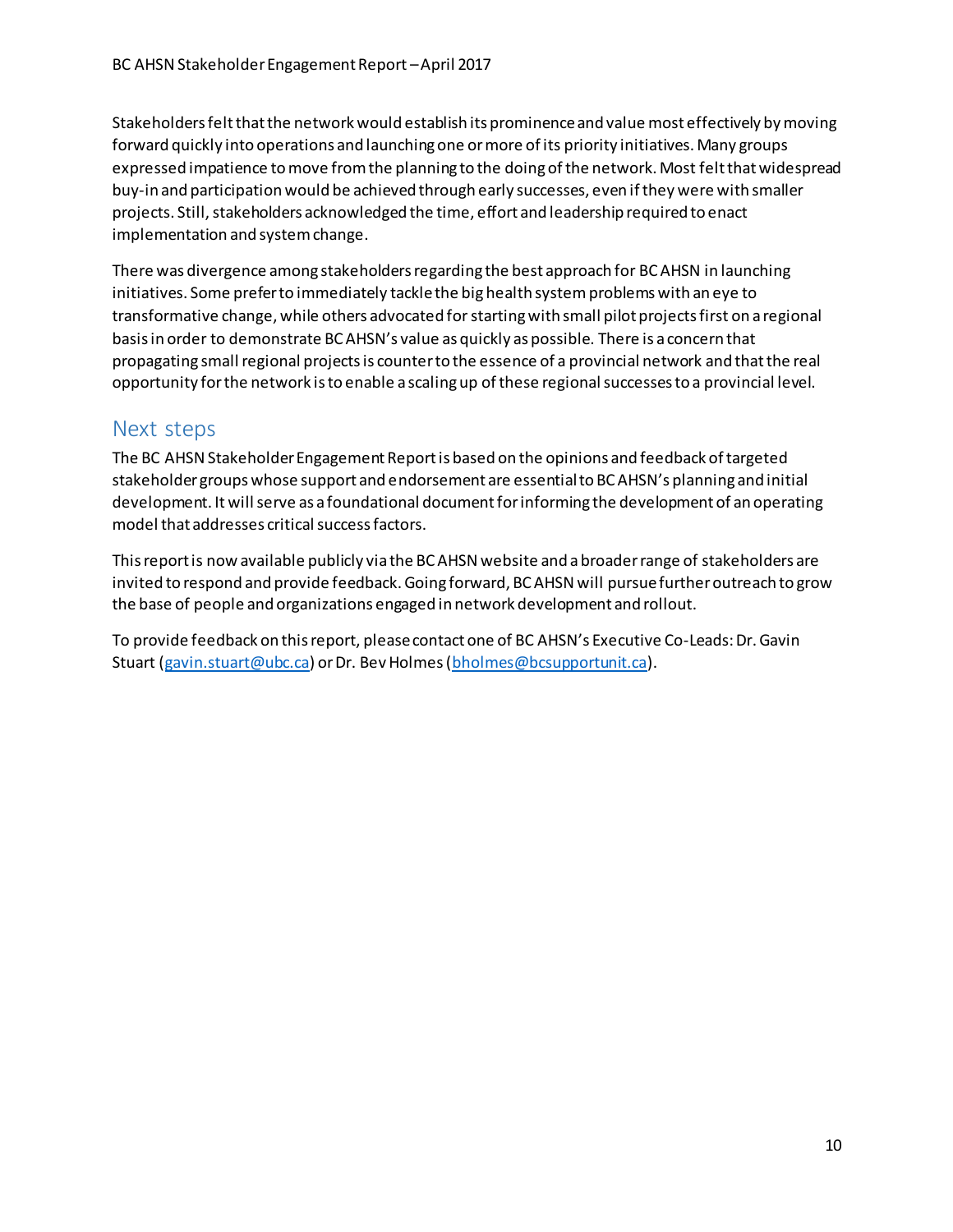Stakeholders felt that the network would establish its prominence and value most effectively by moving forward quickly into operations and launching one or more of its priority initiatives. Many groups expressed impatience to move from the planning to the doing of the network. Most felt that widespread buy-in and participation would be achieved through early successes, even if they were with smaller projects. Still, stakeholders acknowledged the time, effort and leadership required to enact implementation and system change.

There was divergence among stakeholders regarding the best approach for BC AHSN in launching initiatives. Some prefer to immediately tackle the big health system problems with an eye to transformative change, while others advocated for starting with small pilot projects first on a regional basis in order to demonstrate BC AHSN's value as quickly as possible. There is a concern that propagating small regional projects is counter to the essence of a provincial network and that the real opportunity for the network is to enable a scaling up of these regional successes to a provincial level.

## Next steps

The BC AHSN Stakeholder Engagement Report is based on the opinions and feedback of targeted stakeholder groups whose support and endorsement are essential to BC AHSN's planning and initial development. It will serve as a foundational document for informing the development of an operating model that addresses critical success factors.

This report is now available publicly via the BC AHSN website and a broader range of stakeholders are invited to respond and provide feedback. Going forward, BC AHSN will pursue further outreach to grow the base of people and organizations engaged in network development and rollout.

To provide feedback on this report, please contact one of BC AHSN's Executive Co-Leads: Dr. Gavin Stuart (gavin.stuart@ubc.ca) or Dr. Bev Holmes (bholmes@bcsupportunit.ca).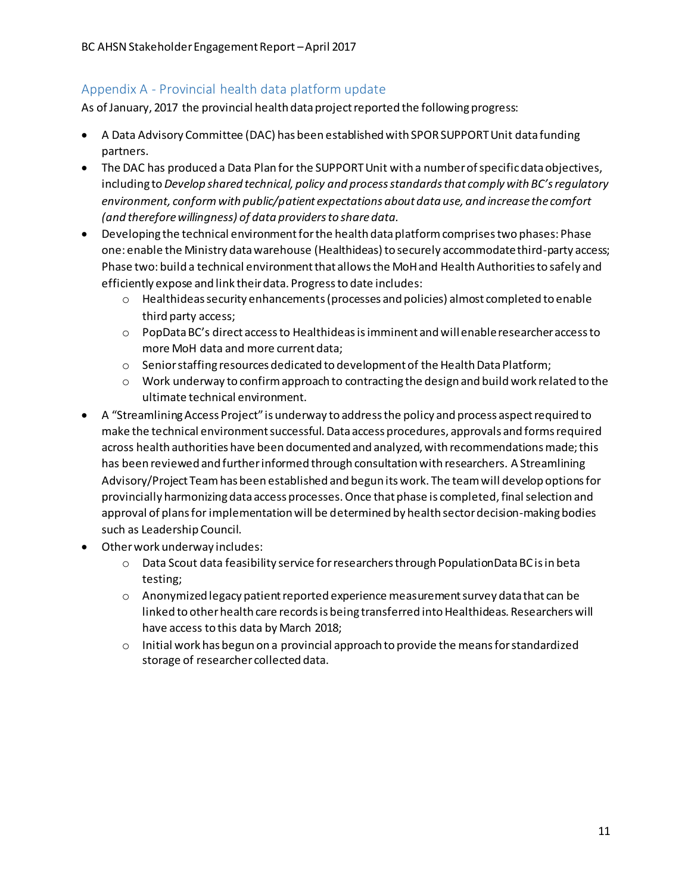## Appendix A - Provincial health data platform update

As of January, 2017 the provincial health data project reported the following progress:

- A Data Advisory Committee (DAC) has been established with SPOR SUPPORT Unit data funding partners.
- The DAC has produced a Data Plan for the SUPPORT Unit with a number of specific data objectives, including to *Develop shared technical, policy and process standards that comply with BC's regulatory environment, conform with public/patient expectations about data use, and increase the comfort (and therefore willingness) of data providers to share data.*
- Developing the technical environment for the health data platform comprises two phases: Phase one: enable the Ministry data warehouse (Healthideas) to securely accommodate third-party access; Phase two: build a technical environment that allows the MoH and Health Authorities to safely and efficiently expose and link their data. Progress to date includes:
    - Healthideas security enhancements (processes and policies) almost completed to enable third party access;
    - PopData BC's direct access to Healthideas is imminent and will enable researcher access to more MoH data and more current data;
    - Senior staffing resources dedicated to development of the Health Data Platform;
    - Work underway to confirm approach to contracting the design and build work related to the ultimate technical environment.
- A "Streamlining Access Project" is underway to address the policy and process aspect required to make the technical environment successful. Data access procedures, approvals and forms required across health authorities have been documented and analyzed, with recommendations made; this has been reviewed and further informed through consultation with researchers. A Streamlining Advisory/Project Team has been established and begun its work. The team will develop options for provincially harmonizing data access processes. Once that phase is completed, final selection and approval of plans for implementation will be determined by health sector decision-making bodies such as Leadership Council.
- Other work underway includes:
    - Data Scout data feasibility service for researchers through PopulationData BC is in beta testing;
    - Anonymized legacy patient reported experience measurement survey data that can be linked to other health care records is being transferred into Healthideas. Researchers will have access to this data by March 2018;
    - Initial work has begun on a provincial approach to provide the means for standardized storage of researcher collected data.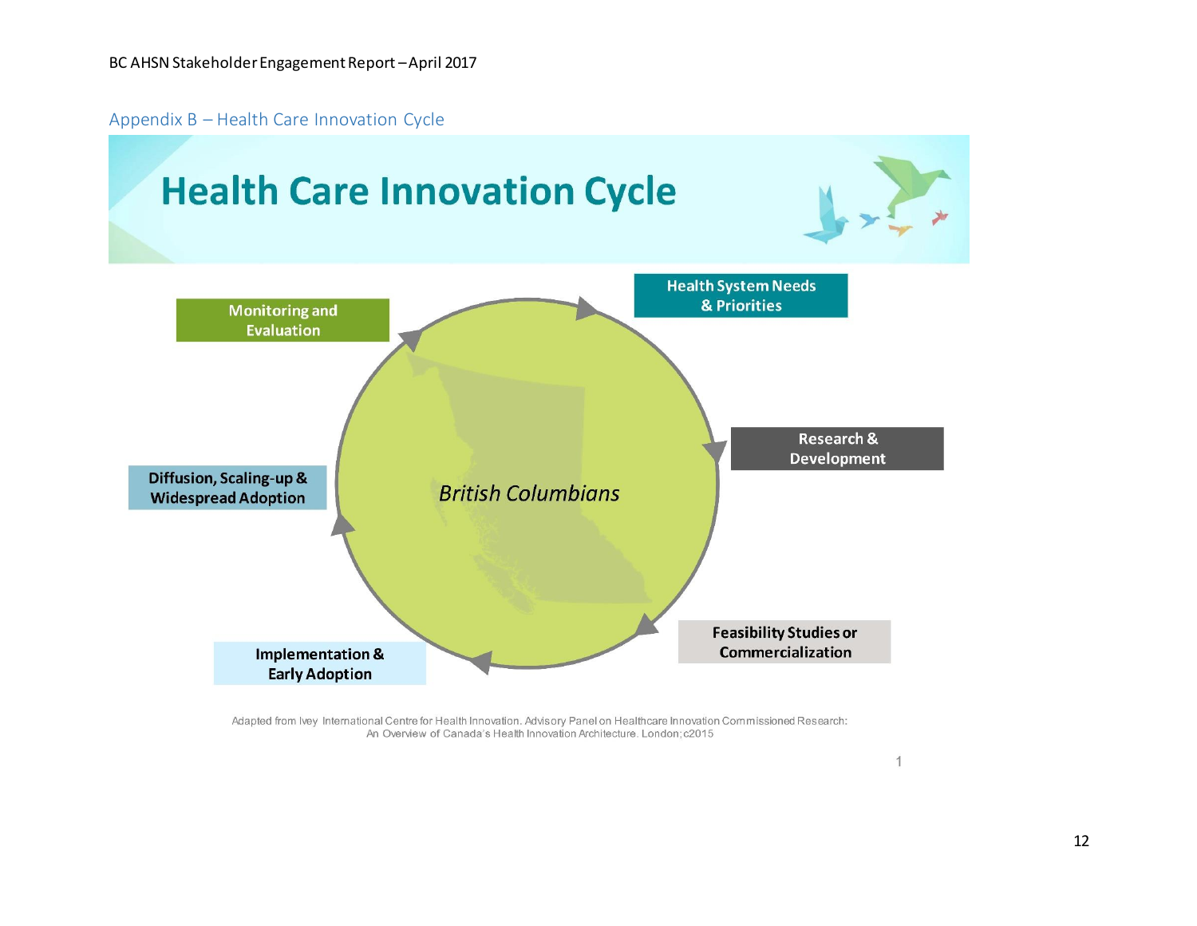## Appendix B – Health Care Innovation Cycle

# Health Care Innovation Cycle

Health System Needs & Priorities

Research & Development

Feasibility Studies or Commercialization

Implementation & Early Adoption

Diffusion, Scaling-up & Widespread Adoption

Monitoring and Evaluation

*British Columbians*

Adapted from Ivey International Centre for Health Innovation. Advisory Panel on Healthcare Innovation Commissioned Research: An Overview of Canada's Health Innovation Architecture. London; c2015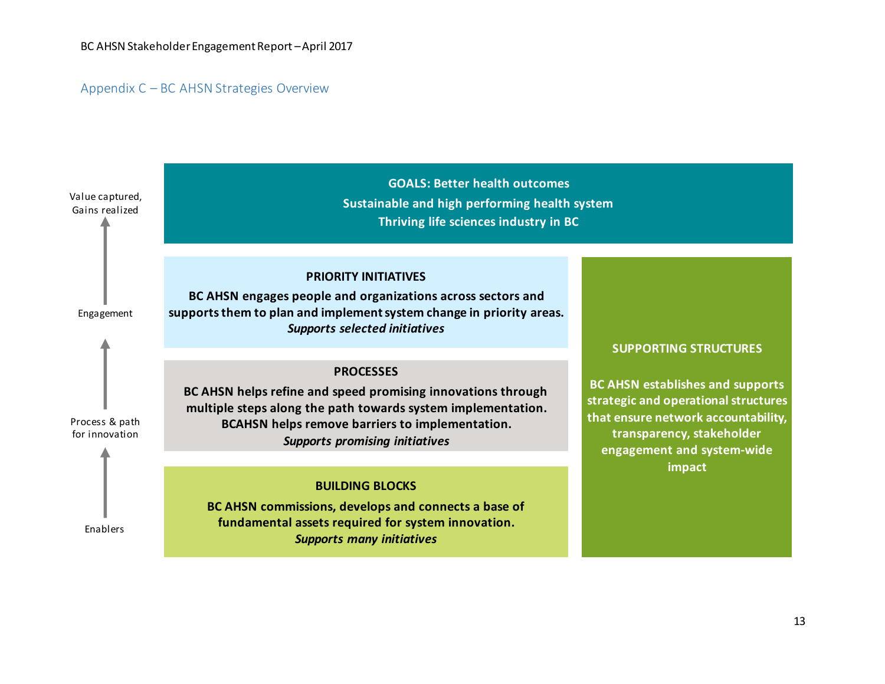## Appendix C – BC AHSN Strategies Overview

Value captured, Gains realized

Engagement

Process & path for innovation

Enablers

**GOALS: Better health outcomes**
**Sustainable and high performing health system**
**Thriving life sciences industry in BC**

**PRIORITY INITIATIVES**

**BC AHSN engages people and organizations across sectors and supports them to plan and implement system change in priority areas.**
***Supports selected initiatives***

**PROCESSES**

**BC AHSN helps refine and speed promising innovations through multiple steps along the path towards system implementation. BCAHSN helps remove barriers to implementation.**
***Supports promising initiatives***

**BUILDING BLOCKS**

**BC AHSN commissions, develops and connects a base of fundamental assets required for system innovation.**
***Supports many initiatives***

**SUPPORTING STRUCTURES**

**BC AHSN establishes and supports strategic and operational structures that ensure network accountability, transparency, stakeholder engagement and system-wide impact**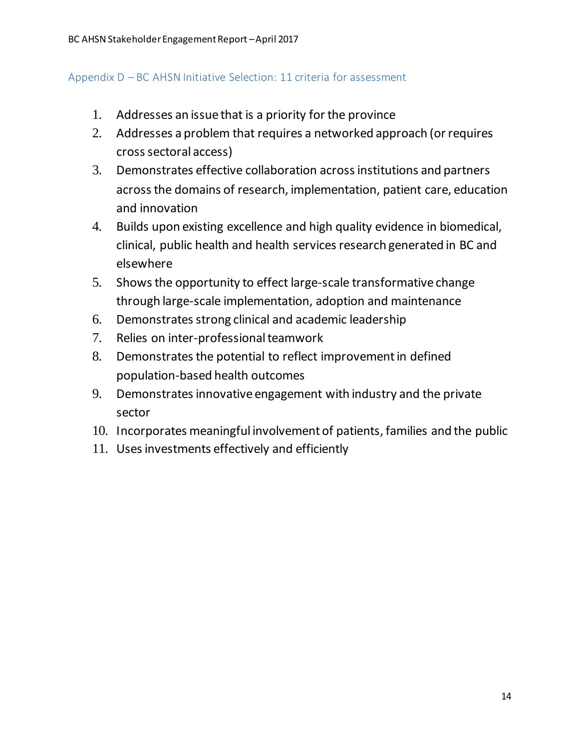## Appendix D – BC AHSN Initiative Selection: 11 criteria for assessment

1. Addresses an issue that is a priority for the province
2. Addresses a problem that requires a networked approach (or requires cross sectoral access)
3. Demonstrates effective collaboration across institutions and partners across the domains of research, implementation, patient care, education and innovation
4. Builds upon existing excellence and high quality evidence in biomedical, clinical, public health and health services research generated in BC and elsewhere
5. Shows the opportunity to effect large-scale transformative change through large-scale implementation, adoption and maintenance
6. Demonstrates strong clinical and academic leadership
7. Relies on inter-professional teamwork
8. Demonstrates the potential to reflect improvement in defined population-based health outcomes
9. Demonstrates innovative engagement with industry and the private sector
10. Incorporates meaningful involvement of patients, families and the public
11. Uses investments effectively and efficiently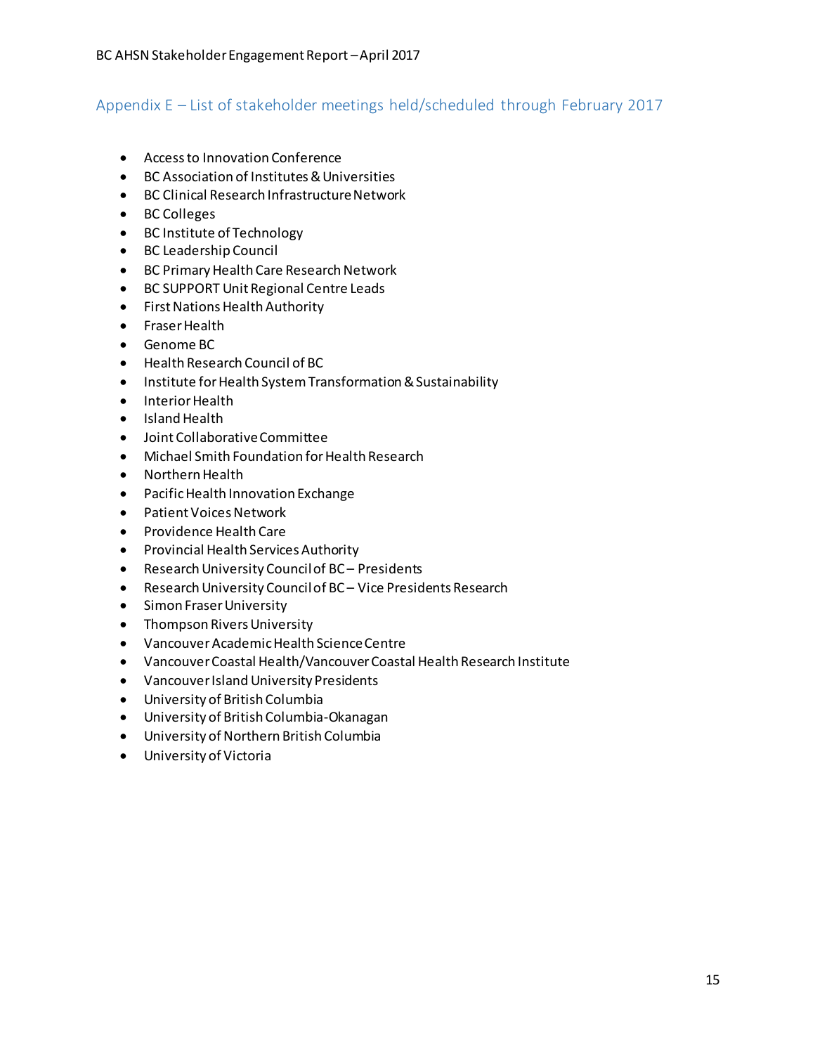## Appendix E – List of stakeholder meetings held/scheduled through February 2017

- Access to Innovation Conference
- BC Association of Institutes & Universities
- BC Clinical Research Infrastructure Network
- BC Colleges
- BC Institute of Technology
- BC Leadership Council
- BC Primary Health Care Research Network
- BC SUPPORT Unit Regional Centre Leads
- First Nations Health Authority
- Fraser Health
- Genome BC
- Health Research Council of BC
- Institute for Health System Transformation & Sustainability
- Interior Health
- Island Health
- Joint Collaborative Committee
- Michael Smith Foundation for Health Research
- Northern Health
- Pacific Health Innovation Exchange
- Patient Voices Network
- Providence Health Care
- Provincial Health Services Authority
- Research University Council of BC – Presidents
- Research University Council of BC – Vice Presidents Research
- Simon Fraser University
- Thompson Rivers University
- Vancouver Academic Health Science Centre
- Vancouver Coastal Health/Vancouver Coastal Health Research Institute
- Vancouver Island University Presidents
- University of British Columbia
- University of British Columbia-Okanagan
- University of Northern British Columbia
- University of Victoria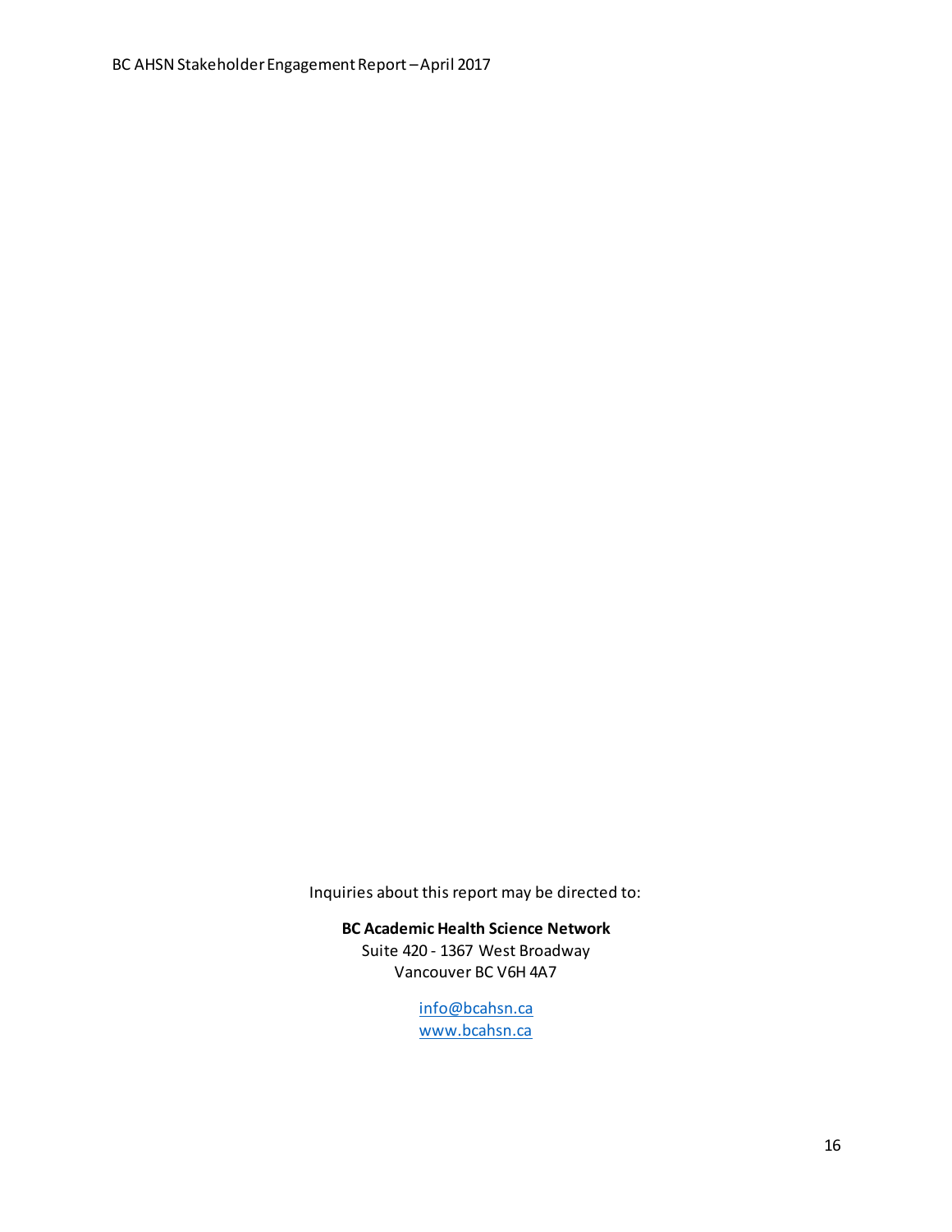Inquiries about this report may be directed to:

**BC Academic Health Science Network**
Suite 420 - 1367 West Broadway
Vancouver BC V6H 4A7

info@bcahsn.ca
www.bcahsn.ca